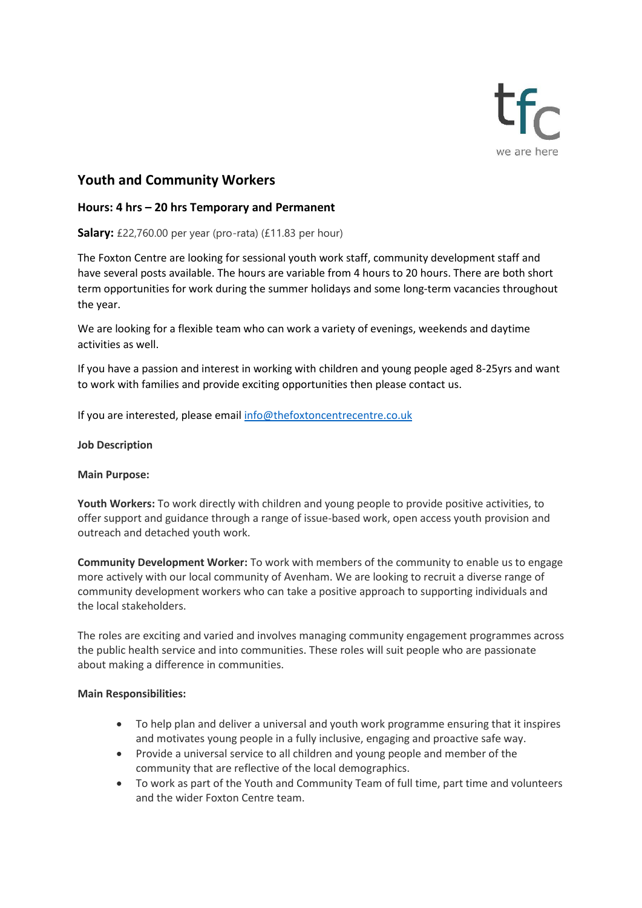tfc

we are here

## Youth and Community Workers

### Hours: 4 hrs – 20 hrs Temporary and Permanent

**Salary:** £22,760.00 per year (pro-rata) (£11.83 per hour)

The Foxton Centre are looking for sessional youth work staff, community development staff and have several posts available. The hours are variable from 4 hours to 20 hours. There are both short term opportunities for work during the summer holidays and some long-term vacancies throughout the year.

We are looking for a flexible team who can work a variety of evenings, weekends and daytime activities as well.

If you have a passion and interest in working with children and young people aged 8-25yrs and want to work with families and provide exciting opportunities then please contact us.

If you are interested, please email [info@thefoxtoncentrecentre.co.uk](mailto:info@thefoxtoncentrecentre.co.uk)

**Job Description**

**Main Purpose:**

**Youth Workers:** To work directly with children and young people to provide positive activities, to offer support and guidance through a range of issue-based work, open access youth provision and outreach and detached youth work.

**Community Development Worker:** To work with members of the community to enable us to engage more actively with our local community of Avenham. We are looking to recruit a diverse range of community development workers who can take a positive approach to supporting individuals and the local stakeholders.

The roles are exciting and varied and involves managing community engagement programmes across the public health service and into communities. These roles will suit people who are passionate about making a difference in communities.

**Main Responsibilities:**

- To help plan and deliver a universal and youth work programme ensuring that it inspires and motivates young people in a fully inclusive, engaging and proactive safe way.
- Provide a universal service to all children and young people and member of the community that are reflective of the local demographics.
- To work as part of the Youth and Community Team of full time, part time and volunteers and the wider Foxton Centre team.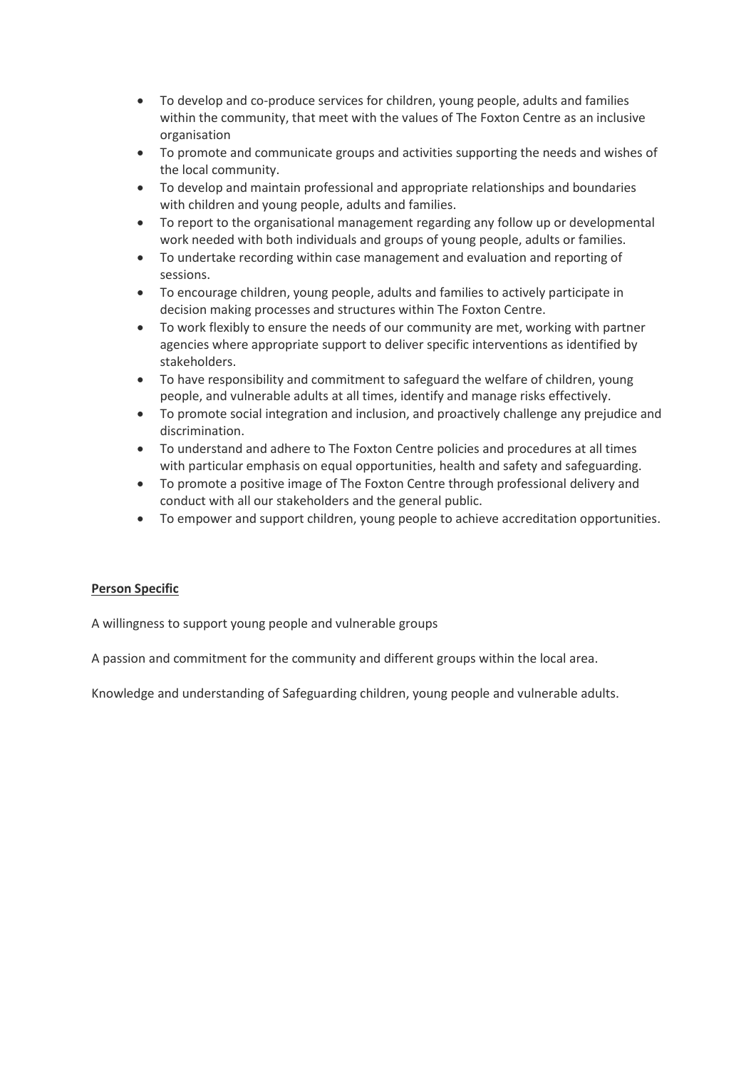- To develop and co-produce services for children, young people, adults and families within the community, that meet with the values of The Foxton Centre as an inclusive organisation
- To promote and communicate groups and activities supporting the needs and wishes of the local community.
- To develop and maintain professional and appropriate relationships and boundaries with children and young people, adults and families.
- To report to the organisational management regarding any follow up or developmental work needed with both individuals and groups of young people, adults or families.
- To undertake recording within case management and evaluation and reporting of sessions.
- To encourage children, young people, adults and families to actively participate in decision making processes and structures within The Foxton Centre.
- To work flexibly to ensure the needs of our community are met, working with partner agencies where appropriate support to deliver specific interventions as identified by stakeholders.
- To have responsibility and commitment to safeguard the welfare of children, young people, and vulnerable adults at all times, identify and manage risks effectively.
- To promote social integration and inclusion, and proactively challenge any prejudice and discrimination.
- To understand and adhere to The Foxton Centre policies and procedures at all times with particular emphasis on equal opportunities, health and safety and safeguarding.
- To promote a positive image of The Foxton Centre through professional delivery and conduct with all our stakeholders and the general public.
- To empower and support children, young people to achieve accreditation opportunities.

**Person Specific**

A willingness to support young people and vulnerable groups

A passion and commitment for the community and different groups within the local area.

Knowledge and understanding of Safeguarding children, young people and vulnerable adults.